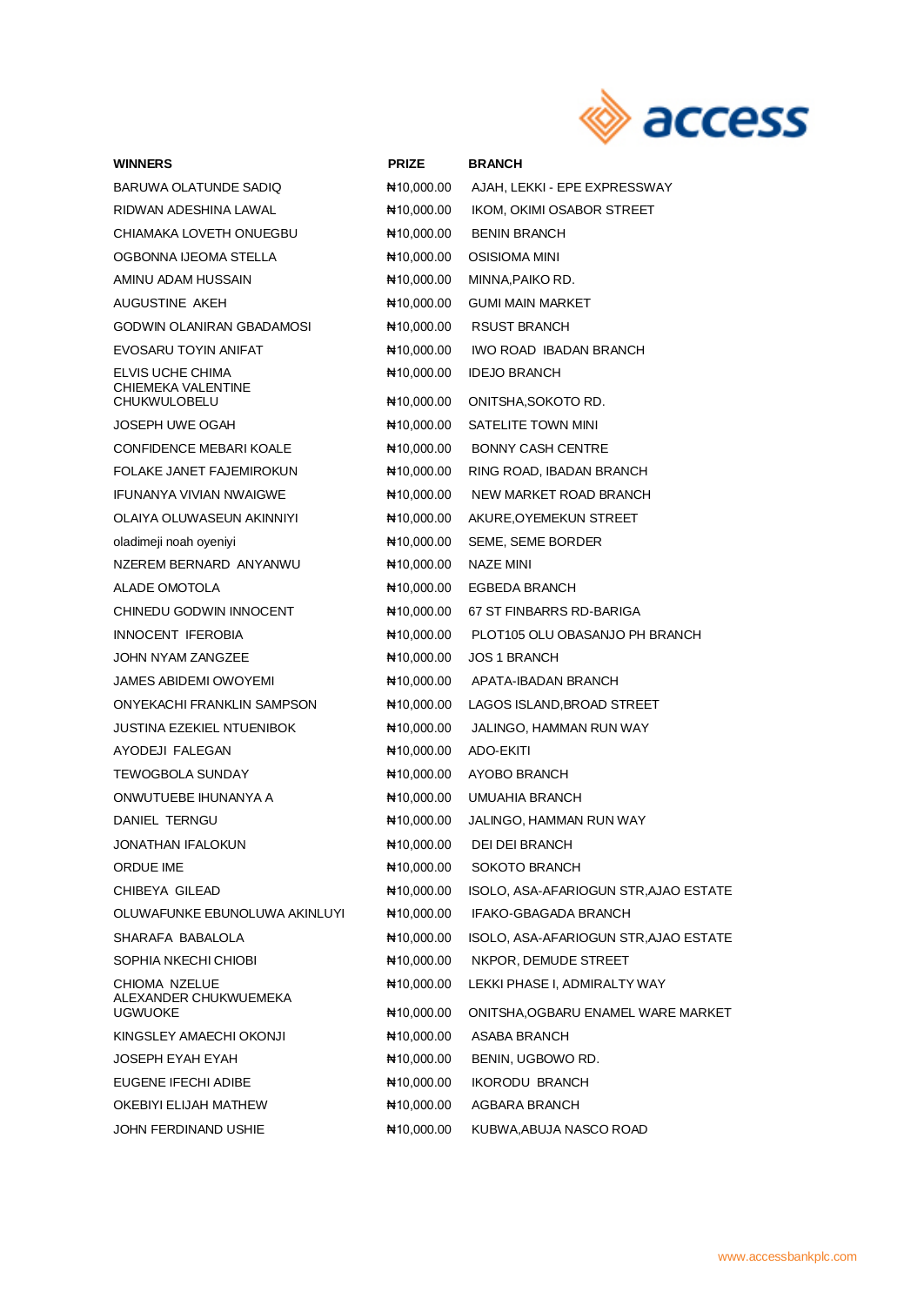| WINNERS | PRIZE | BRANCH |
|---|---|---|
| BARUWA OLATUNDE SADIQ | ₦10,000.00 | AJAH, LEKKI - EPE EXPRESSWAY |
| RIDWAN ADESHINA LAWAL | ₦10,000.00 | IKOM, OKIMI OSABOR STREET |
| CHIAMAKA LOVETH ONUEGBU | ₦10,000.00 | BENIN BRANCH |
| OGBONNA IJEOMA STELLA | ₦10,000.00 | OSISIOMA MINI |
| AMINU ADAM HUSSAIN | ₦10,000.00 | MINNA,PAIKO RD. |
| AUGUSTINE AKEH | ₦10,000.00 | GUMI MAIN MARKET |
| GODWIN OLANIRAN GBADAMOSI | ₦10,000.00 | RSUST BRANCH |
| EVOSARU TOYIN ANIFAT | ₦10,000.00 | IWO ROAD IBADAN BRANCH |
| ELVIS UCHE CHIMA | ₦10,000.00 | IDEJO BRANCH |
| CHIEMEKA VALENTINE CHUKWULOBELU | ₦10,000.00 | ONITSHA,SOKOTO RD. |
| JOSEPH UWE OGAH | ₦10,000.00 | SATELITE TOWN MINI |
| CONFIDENCE MEBARI KOALE | ₦10,000.00 | BONNY CASH CENTRE |
| FOLAKE JANET FAJEMIROKUN | ₦10,000.00 | RING ROAD, IBADAN BRANCH |
| IFUNANYA VIVIAN NWAIGWE | ₦10,000.00 | NEW MARKET ROAD BRANCH |
| OLAIYA OLUWASEUN AKINNIYI | ₦10,000.00 | AKURE,OYEMEKUN STREET |
| oladimeji noah oyeniyi | ₦10,000.00 | SEME, SEME BORDER |
| NZEREM BERNARD ANYANWU | ₦10,000.00 | NAZE MINI |
| ALADE OMOTOLA | ₦10,000.00 | EGBEDA BRANCH |
| CHINEDU GODWIN INNOCENT | ₦10,000.00 | 67 ST FINBARRS RD-BARIGA |
| INNOCENT IFEROBIA | ₦10,000.00 | PLOT105 OLU OBASANJO PH BRANCH |
| JOHN NYAM ZANGZEE | ₦10,000.00 | JOS 1 BRANCH |
| JAMES ABIDEMI OWOYEMI | ₦10,000.00 | APATA-IBADAN BRANCH |
| ONYEKACHI FRANKLIN SAMPSON | ₦10,000.00 | LAGOS ISLAND,BROAD STREET |
| JUSTINA EZEKIEL NTUENIBOK | ₦10,000.00 | JALINGO, HAMMAN RUN WAY |
| AYODEJI FALEGAN | ₦10,000.00 | ADO-EKITI |
| TEWOGBOLA SUNDAY | ₦10,000.00 | AYOBO BRANCH |
| ONWUTUEBE IHUNANYA A | ₦10,000.00 | UMUAHIA BRANCH |
| DANIEL TERNGU | ₦10,000.00 | JALINGO, HAMMAN RUN WAY |
| JONATHAN IFALOKUN | ₦10,000.00 | DEI DEI BRANCH |
| ORDUE IME | ₦10,000.00 | SOKOTO BRANCH |
| CHIBEYA GILEAD | ₦10,000.00 | ISOLO, ASA-AFARIOGUN STR,AJAO ESTATE |
| OLUWAFUNKE EBUNOLUWA AKINLUYI | ₦10,000.00 | IFAKO-GBAGADA BRANCH |
| SHARAFA BABALOLA | ₦10,000.00 | ISOLO, ASA-AFARIOGUN STR,AJAO ESTATE |
| SOPHIA NKECHI CHIOBI | ₦10,000.00 | NKPOR, DEMUDE STREET |
| CHIOMA NZELUE | ₦10,000.00 | LEKKI PHASE I, ADMIRALTY WAY |
| ALEXANDER CHUKWUEMEKA UGWUOKE | ₦10,000.00 | ONITSHA,OGBARU ENAMEL WARE MARKET |
| KINGSLEY AMAECHI OKONJI | ₦10,000.00 | ASABA BRANCH |
| JOSEPH EYAH EYAH | ₦10,000.00 | BENIN, UGBOWO RD. |
| EUGENE IFECHI ADIBE | ₦10,000.00 | IKORODU BRANCH |
| OKEBIYI ELIJAH MATHEW | ₦10,000.00 | AGBARA BRANCH |
| JOHN FERDINAND USHIE | ₦10,000.00 | KUBWA,ABUJA NASCO ROAD |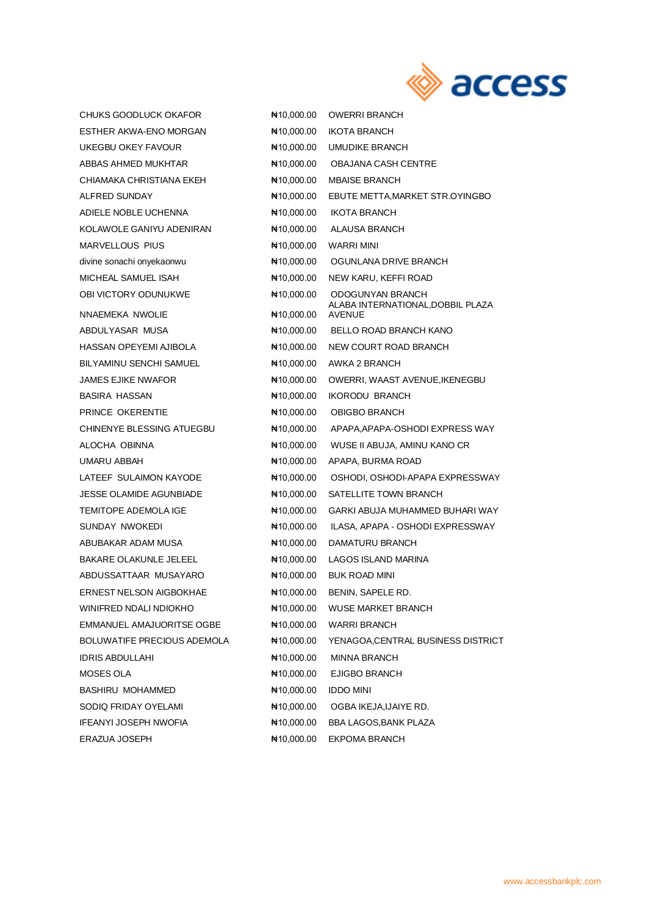| | | |
|---|---|---|
| CHUKS GOODLUCK OKAFOR | ₦10,000.00 | OWERRI BRANCH |
| ESTHER AKWA-ENO MORGAN | ₦10,000.00 | IKOTA BRANCH |
| UKEGBU OKEY FAVOUR | ₦10,000.00 | UMUDIKE BRANCH |
| ABBAS AHMED MUKHTAR | ₦10,000.00 | OBAJANA CASH CENTRE |
| CHIAMAKA CHRISTIANA EKEH | ₦10,000.00 | MBAISE BRANCH |
| ALFRED SUNDAY | ₦10,000.00 | EBUTE METTA,MARKET STR.OYINGBO |
| ADIELE NOBLE UCHENNA | ₦10,000.00 | IKOTA BRANCH |
| KOLAWOLE GANIYU ADENIRAN | ₦10,000.00 | ALAUSA BRANCH |
| MARVELLOUS PIUS | ₦10,000.00 | WARRI MINI |
| divine sonachi onyekaonwu | ₦10,000.00 | OGUNLANA DRIVE BRANCH |
| MICHEAL SAMUEL ISAH | ₦10,000.00 | NEW KARU, KEFFI ROAD |
| OBI VICTORY ODUNUKWE | ₦10,000.00 | ODOGUNYAN BRANCH |
| NNAEMEKA NWOLIE | ₦10,000.00 | ALABA INTERNATIONAL,DOBBIL PLAZA AVENUE |
| ABDULYASAR MUSA | ₦10,000.00 | BELLO ROAD BRANCH KANO |
| HASSAN OPEYEMI AJIBOLA | ₦10,000.00 | NEW COURT ROAD BRANCH |
| BILYAMINU SENCHI SAMUEL | ₦10,000.00 | AWKA 2 BRANCH |
| JAMES EJIKE NWAFOR | ₦10,000.00 | OWERRI, WAAST AVENUE,IKENEGBU |
| BASIRA HASSAN | ₦10,000.00 | IKORODU BRANCH |
| PRINCE OKERENTIE | ₦10,000.00 | OBIGBO BRANCH |
| CHINENYE BLESSING ATUEGBU | ₦10,000.00 | APAPA,APAPA-OSHODI EXPRESS WAY |
| ALOCHA OBINNA | ₦10,000.00 | WUSE II ABUJA, AMINU KANO CR |
| UMARU ABBAH | ₦10,000.00 | APAPA, BURMA ROAD |
| LATEEF SULAIMON KAYODE | ₦10,000.00 | OSHODI, OSHODI-APAPA EXPRESSWAY |
| JESSE OLAMIDE AGUNBIADE | ₦10,000.00 | SATELLITE TOWN BRANCH |
| TEMITOPE ADEMOLA IGE | ₦10,000.00 | GARKI ABUJA MUHAMMED BUHARI WAY |
| SUNDAY NWOKEDI | ₦10,000.00 | ILASA, APAPA - OSHODI EXPRESSWAY |
| ABUBAKAR ADAM MUSA | ₦10,000.00 | DAMATURU BRANCH |
| BAKARE OLAKUNLE JELEEL | ₦10,000.00 | LAGOS ISLAND MARINA |
| ABDUSSATTAAR MUSAYARO | ₦10,000.00 | BUK ROAD MINI |
| ERNEST NELSON AIGBOKHAE | ₦10,000.00 | BENIN, SAPELE RD. |
| WINIFRED NDALI NDIOKHO | ₦10,000.00 | WUSE MARKET BRANCH |
| EMMANUEL AMAJUORITSE OGBE | ₦10,000.00 | WARRI BRANCH |
| BOLUWATIFE PRECIOUS ADEMOLA | ₦10,000.00 | YENAGOA,CENTRAL BUSINESS DISTRICT |
| IDRIS ABDULLAHI | ₦10,000.00 | MINNA BRANCH |
| MOSES OLA | ₦10,000.00 | EJIGBO BRANCH |
| BASHIRU MOHAMMED | ₦10,000.00 | IDDO MINI |
| SODIQ FRIDAY OYELAMI | ₦10,000.00 | OGBA IKEJA,IJAIYE RD. |
| IFEANYI JOSEPH NWOFIA | ₦10,000.00 | BBA LAGOS,BANK PLAZA |
| ERAZUA JOSEPH | ₦10,000.00 | EKPOMA BRANCH |